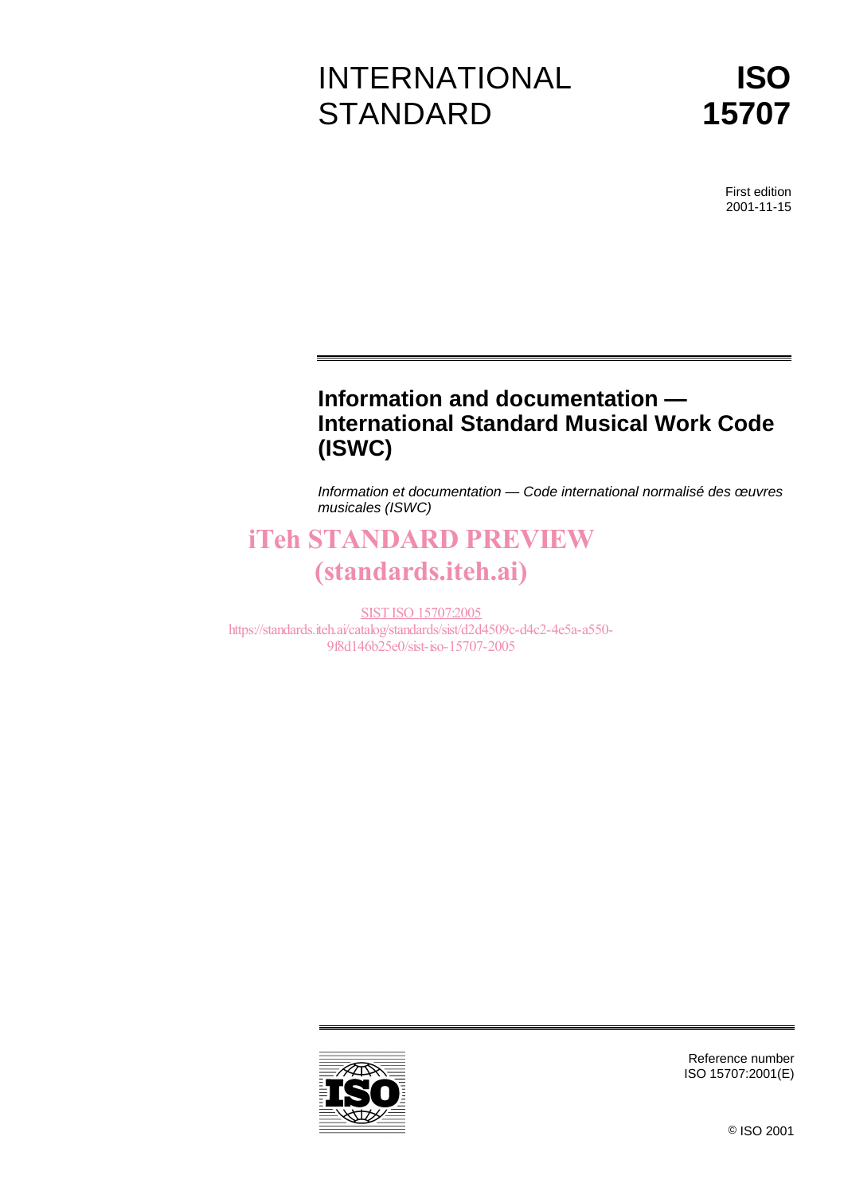INTERNATIONAL STANDARD

# ISO 15707

First edition
2001-11-15

## Information and documentation — International Standard Musical Work Code (ISWC)

*Information et documentation — Code international normalisé des œuvres musicales (ISWC)*

iTeh STANDARD PREVIEW
(standards.iteh.ai)

SIST ISO 15707:2005
https://standards.iteh.ai/catalog/standards/sist/d2d4509c-d4c2-4e5a-a550-9f8d146b25e0/sist-iso-15707-2005

Reference number
ISO 15707:2001(E)

© ISO 2001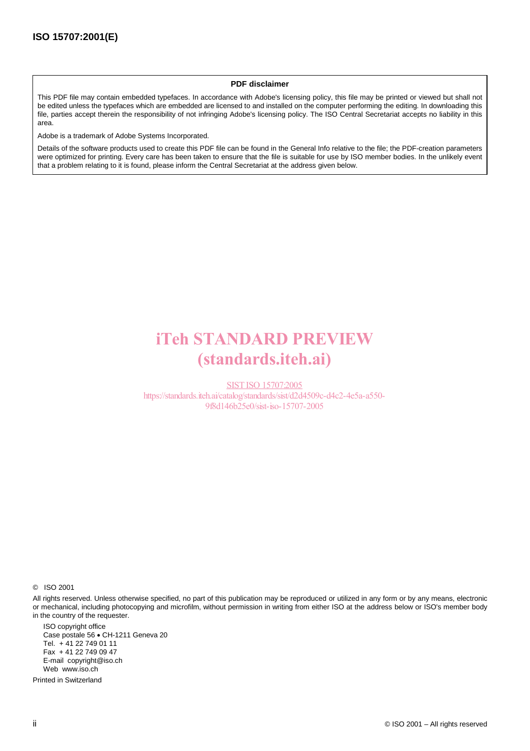**PDF disclaimer**

This PDF file may contain embedded typefaces. In accordance with Adobe's licensing policy, this file may be printed or viewed but shall not be edited unless the typefaces which are embedded are licensed to and installed on the computer performing the editing. In downloading this file, parties accept therein the responsibility of not infringing Adobe's licensing policy. The ISO Central Secretariat accepts no liability in this area.

Adobe is a trademark of Adobe Systems Incorporated.

Details of the software products used to create this PDF file can be found in the General Info relative to the file; the PDF-creation parameters were optimized for printing. Every care has been taken to ensure that the file is suitable for use by ISO member bodies. In the unlikely event that a problem relating to it is found, please inform the Central Secretariat at the address given below.

iTeh STANDARD PREVIEW
(standards.iteh.ai)

SIST ISO 15707:2005
https://standards.iteh.ai/catalog/standards/sist/d2d4509c-d4c2-4e5a-a550-9f8d146b25e0/sist-iso-15707-2005

© ISO 2001

All rights reserved. Unless otherwise specified, no part of this publication may be reproduced or utilized in any form or by any means, electronic or mechanical, including photocopying and microfilm, without permission in writing from either ISO at the address below or ISO's member body in the country of the requester.

ISO copyright office
Case postale 56 • CH-1211 Geneva 20
Tel. + 41 22 749 01 11
Fax + 41 22 749 09 47
E-mail copyright@iso.ch
Web www.iso.ch

Printed in Switzerland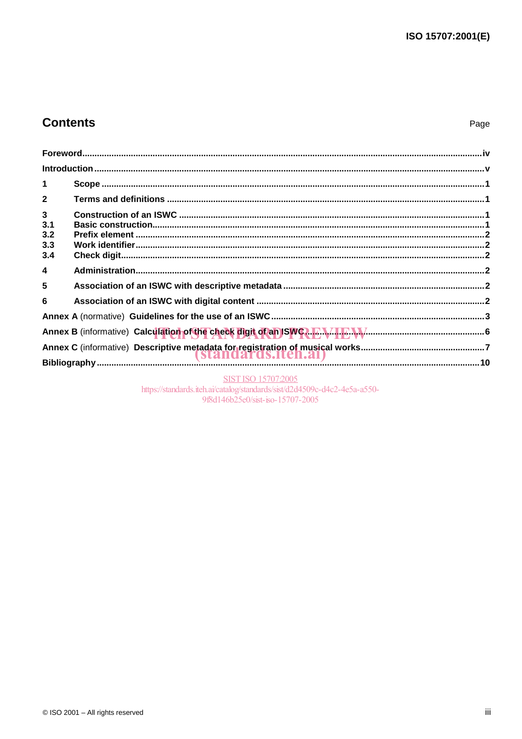## Contents

Page

Foreword ..... iv

Introduction ..... v

1 Scope ..... 1

2 Terms and definitions ..... 1

3 Construction of an ISWC ..... 1
3.1 Basic construction ..... 1
3.2 Prefix element ..... 2
3.3 Work identifier ..... 2
3.4 Check digit ..... 2

4 Administration ..... 2

5 Association of an ISWC with descriptive metadata ..... 2

6 Association of an ISWC with digital content ..... 2

Annex A (normative) Guidelines for the use of an ISWC ..... 3

Annex B (informative) Calculation of the check digit of an ISWC ..... 6

Annex C (informative) Descriptive metadata for registration of musical works ..... 7

Bibliography ..... 10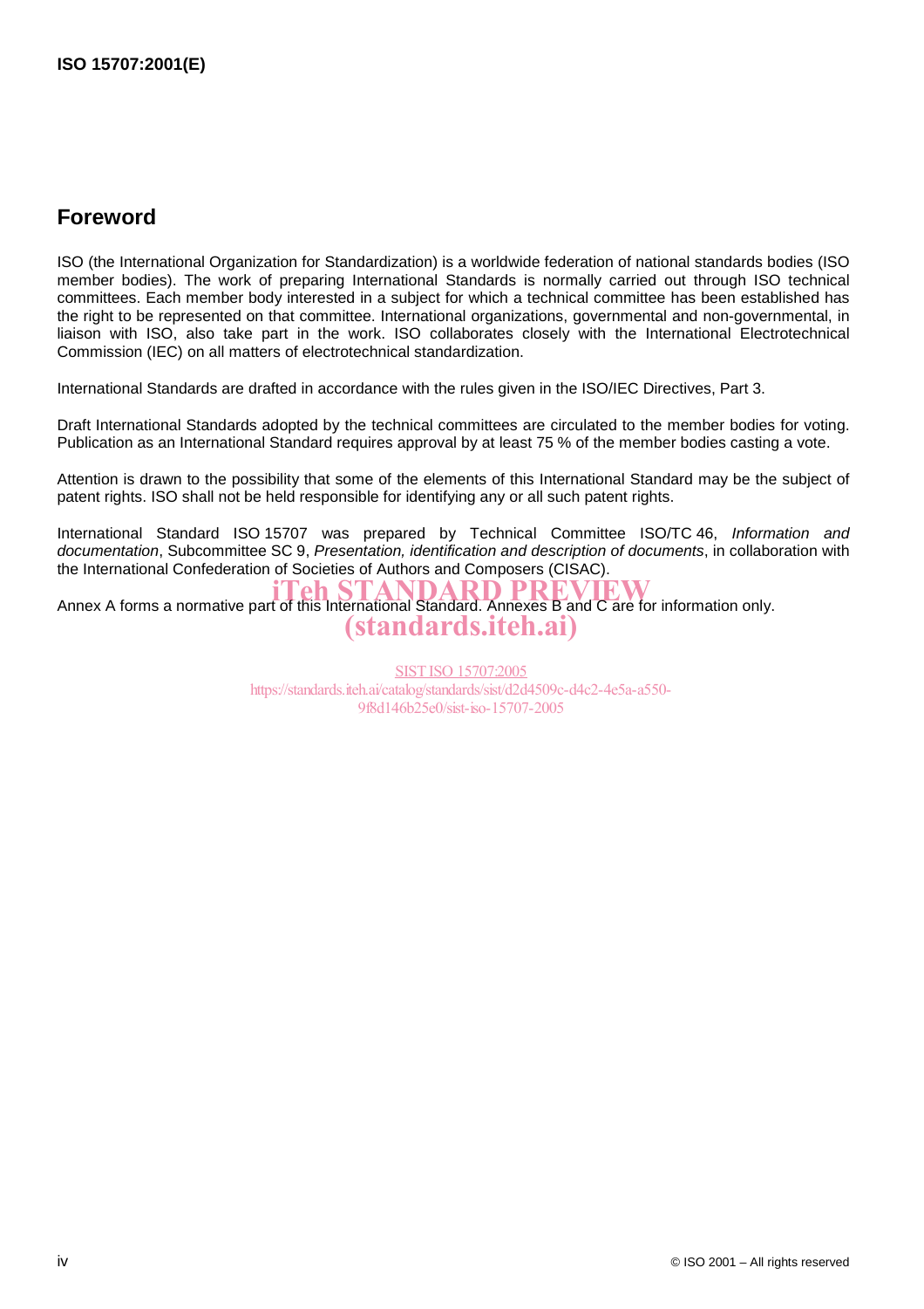## Foreword

ISO (the International Organization for Standardization) is a worldwide federation of national standards bodies (ISO member bodies). The work of preparing International Standards is normally carried out through ISO technical committees. Each member body interested in a subject for which a technical committee has been established has the right to be represented on that committee. International organizations, governmental and non-governmental, in liaison with ISO, also take part in the work. ISO collaborates closely with the International Electrotechnical Commission (IEC) on all matters of electrotechnical standardization.

International Standards are drafted in accordance with the rules given in the ISO/IEC Directives, Part 3.

Draft International Standards adopted by the technical committees are circulated to the member bodies for voting. Publication as an International Standard requires approval by at least 75 % of the member bodies casting a vote.

Attention is drawn to the possibility that some of the elements of this International Standard may be the subject of patent rights. ISO shall not be held responsible for identifying any or all such patent rights.

International Standard ISO 15707 was prepared by Technical Committee ISO/TC 46, *Information and documentation*, Subcommittee SC 9, *Presentation, identification and description of documents*, in collaboration with the International Confederation of Societies of Authors and Composers (CISAC).

Annex A forms a normative part of this International Standard. Annexes B and C are for information only.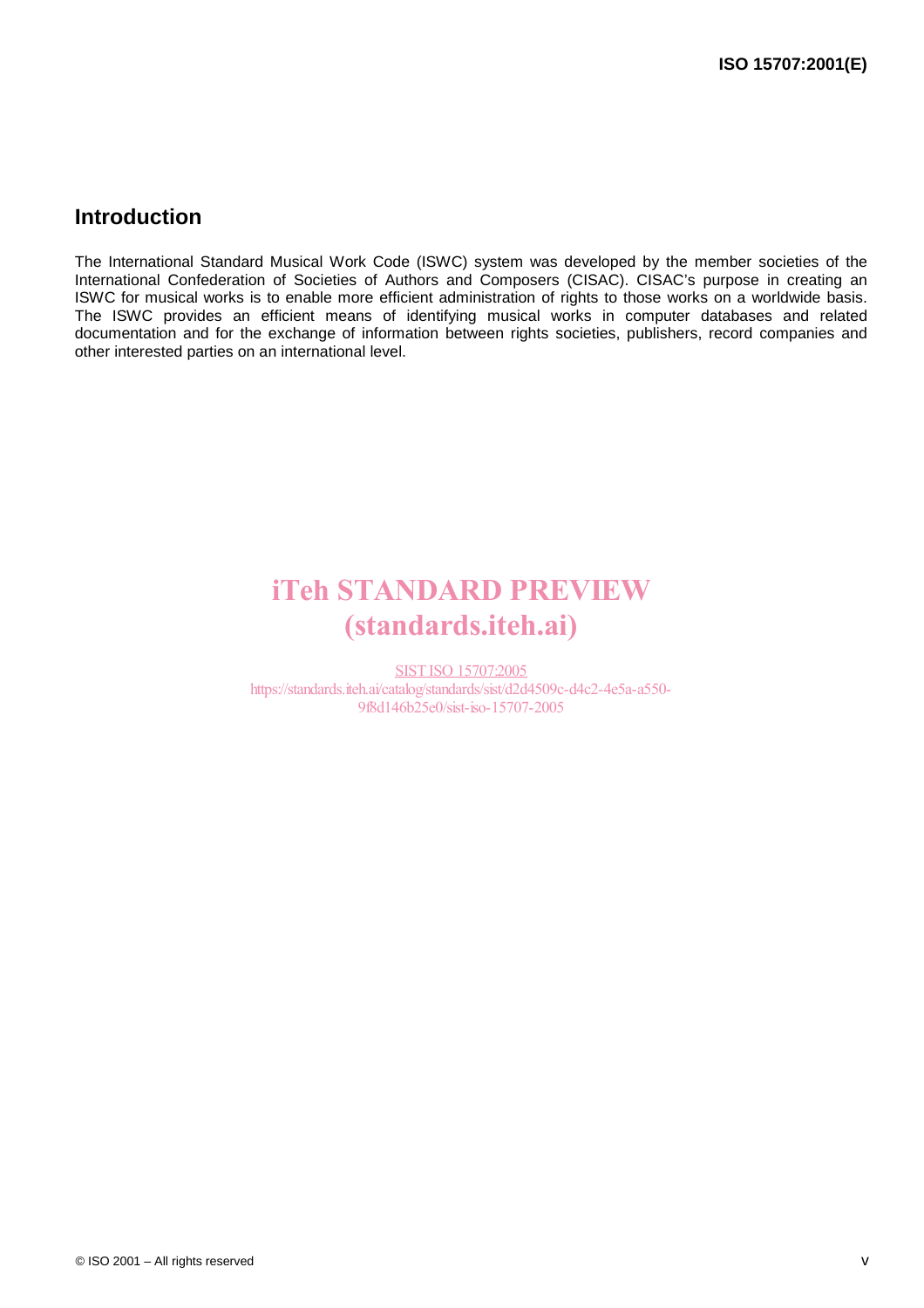## Introduction

The International Standard Musical Work Code (ISWC) system was developed by the member societies of the International Confederation of Societies of Authors and Composers (CISAC). CISAC's purpose in creating an ISWC for musical works is to enable more efficient administration of rights to those works on a worldwide basis. The ISWC provides an efficient means of identifying musical works in computer databases and related documentation and for the exchange of information between rights societies, publishers, record companies and other interested parties on an international level.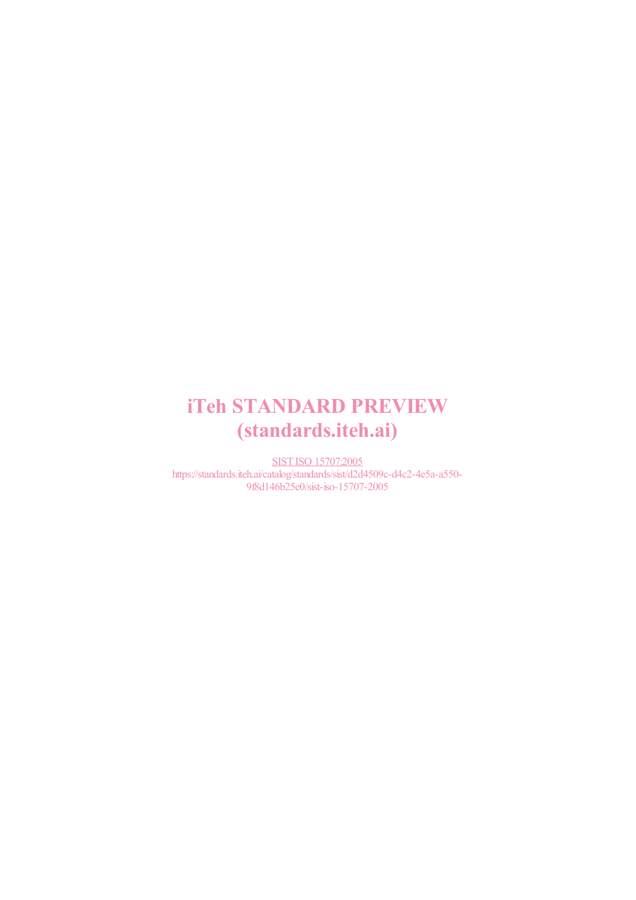iTeh STANDARD PREVIEW
(standards.iteh.ai)

SIST ISO 15707:2005
https://standards.iteh.ai/catalog/standards/sist/d2d4509c-d4c2-4e5a-a550-9f8d146b25e0/sist-iso-15707-2005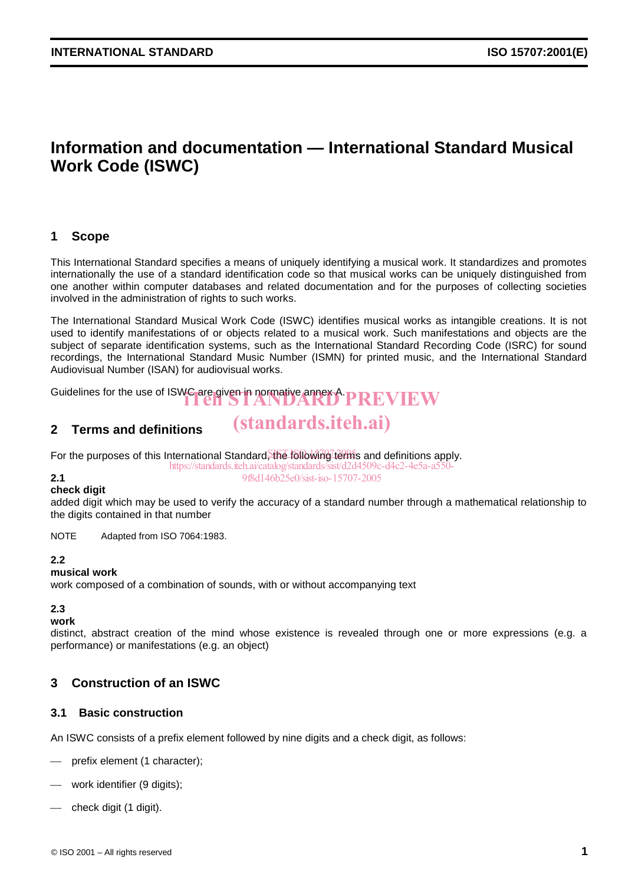# Information and documentation — International Standard Musical Work Code (ISWC)

## 1 Scope

This International Standard specifies a means of uniquely identifying a musical work. It standardizes and promotes internationally the use of a standard identification code so that musical works can be uniquely distinguished from one another within computer databases and related documentation and for the purposes of collecting societies involved in the administration of rights to such works.

The International Standard Musical Work Code (ISWC) identifies musical works as intangible creations. It is not used to identify manifestations of or objects related to a musical work. Such manifestations and objects are the subject of separate identification systems, such as the International Standard Recording Code (ISRC) for sound recordings, the International Standard Music Number (ISMN) for printed music, and the International Standard Audiovisual Number (ISAN) for audiovisual works.

Guidelines for the use of ISWC are given in normative annex A.

## 2 Terms and definitions

For the purposes of this International Standard, the following terms and definitions apply.

**2.1**

**check digit**

added digit which may be used to verify the accuracy of a standard number through a mathematical relationship to the digits contained in that number

NOTE Adapted from ISO 7064:1983.

**2.2**

**musical work**

work composed of a combination of sounds, with or without accompanying text

**2.3**

**work**

distinct, abstract creation of the mind whose existence is revealed through one or more expressions (e.g. a performance) or manifestations (e.g. an object)

## 3 Construction of an ISWC

### 3.1 Basic construction

An ISWC consists of a prefix element followed by nine digits and a check digit, as follows:

- prefix element (1 character);
- work identifier (9 digits);
- check digit (1 digit).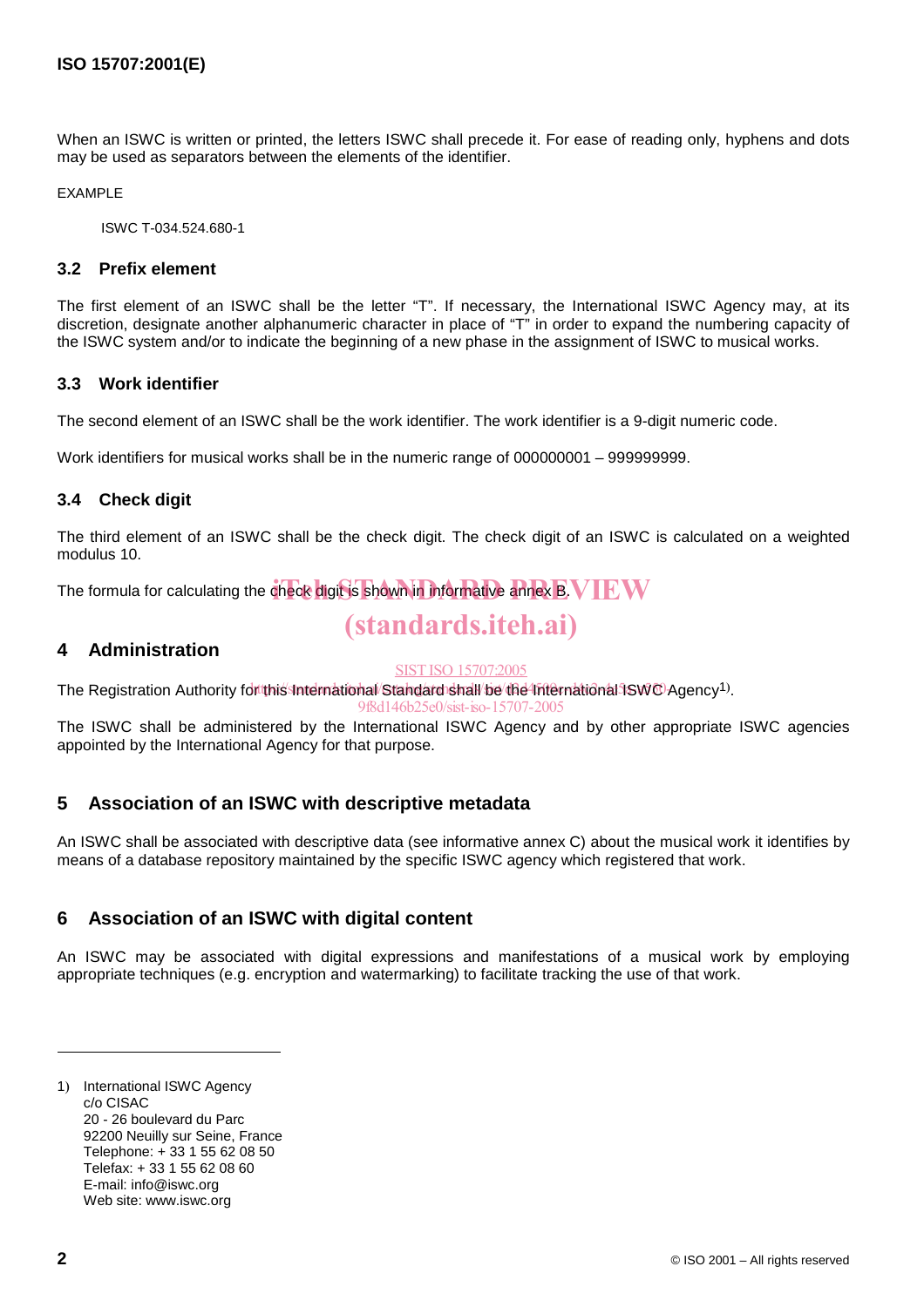When an ISWC is written or printed, the letters ISWC shall precede it. For ease of reading only, hyphens and dots may be used as separators between the elements of the identifier.

EXAMPLE

ISWC T-034.524.680-1

### 3.2 Prefix element

The first element of an ISWC shall be the letter "T". If necessary, the International ISWC Agency may, at its discretion, designate another alphanumeric character in place of "T" in order to expand the numbering capacity of the ISWC system and/or to indicate the beginning of a new phase in the assignment of ISWC to musical works.

### 3.3 Work identifier

The second element of an ISWC shall be the work identifier. The work identifier is a 9-digit numeric code.

Work identifiers for musical works shall be in the numeric range of 000000001 – 999999999.

### 3.4 Check digit

The third element of an ISWC shall be the check digit. The check digit of an ISWC is calculated on a weighted modulus 10.

The formula for calculating the check digit is shown in informative annex B.

## 4 Administration

The Registration Authority for this International Standard shall be the International ISWC Agency[1].

The ISWC shall be administered by the International ISWC Agency and by other appropriate ISWC agencies appointed by the International Agency for that purpose.

## 5 Association of an ISWC with descriptive metadata

An ISWC shall be associated with descriptive data (see informative annex C) about the musical work it identifies by means of a database repository maintained by the specific ISWC agency which registered that work.

## 6 Association of an ISWC with digital content

An ISWC may be associated with digital expressions and manifestations of a musical work by employing appropriate techniques (e.g. encryption and watermarking) to facilitate tracking the use of that work.

---

1) International ISWC Agency
c/o CISAC
20 - 26 boulevard du Parc
92200 Neuilly sur Seine, France
Telephone: + 33 1 55 62 08 50
Telefax: + 33 1 55 62 08 60
E-mail: info@iswc.org
Web site: www.iswc.org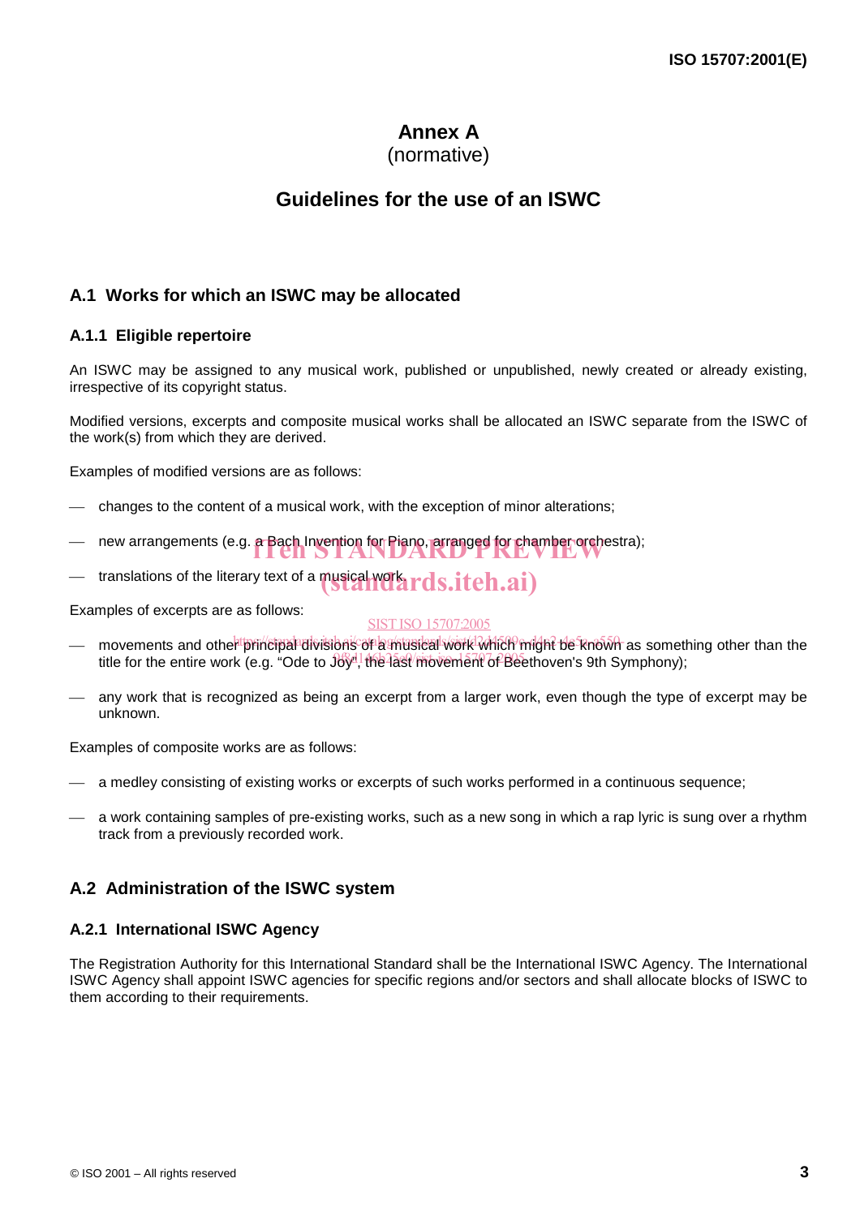# Annex A
(normative)

# Guidelines for the use of an ISWC

## A.1 Works for which an ISWC may be allocated

### A.1.1 Eligible repertoire

An ISWC may be assigned to any musical work, published or unpublished, newly created or already existing, irrespective of its copyright status.

Modified versions, excerpts and composite musical works shall be allocated an ISWC separate from the ISWC of the work(s) from which they are derived.

Examples of modified versions are as follows:

- changes to the content of a musical work, with the exception of minor alterations;
- new arrangements (e.g. a Bach Invention for Piano, arranged for chamber orchestra);
- translations of the literary text of a musical work.

Examples of excerpts are as follows:

- movements and other principal divisions of a musical work which might be known as something other than the title for the entire work (e.g. "Ode to Joy", the last movement of Beethoven's 9th Symphony);
- any work that is recognized as being an excerpt from a larger work, even though the type of excerpt may be unknown.

Examples of composite works are as follows:

- a medley consisting of existing works or excerpts of such works performed in a continuous sequence;
- a work containing samples of pre-existing works, such as a new song in which a rap lyric is sung over a rhythm track from a previously recorded work.

## A.2 Administration of the ISWC system

### A.2.1 International ISWC Agency

The Registration Authority for this International Standard shall be the International ISWC Agency. The International ISWC Agency shall appoint ISWC agencies for specific regions and/or sectors and shall allocate blocks of ISWC to them according to their requirements.